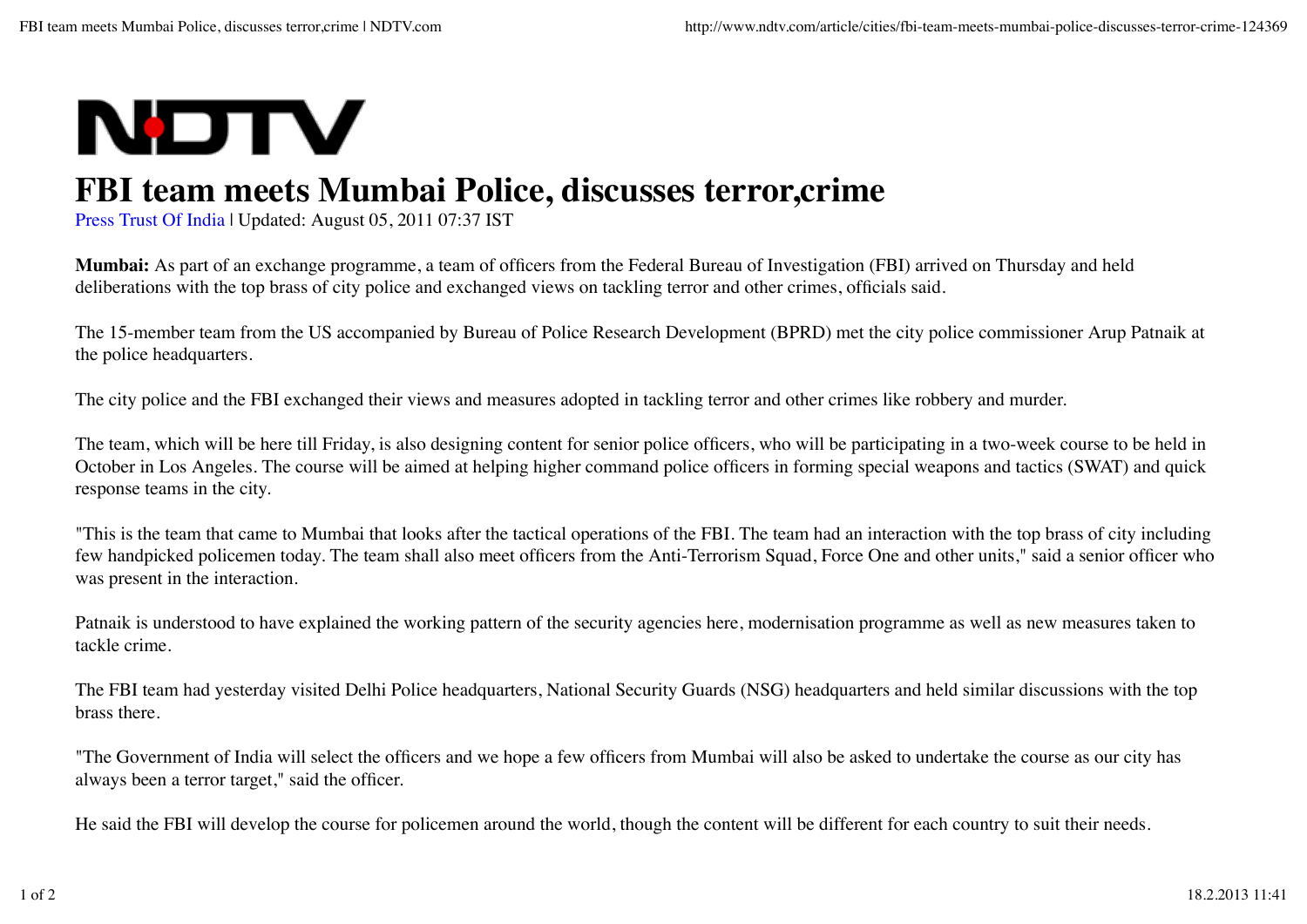NDTV

# FBI team meets Mumbai Police, discusses terror,crime

Press Trust Of India | Updated: August 05, 2011 07:37 IST

**Mumbai:** As part of an exchange programme, a team of officers from the Federal Bureau of Investigation (FBI) arrived on Thursday and held deliberations with the top brass of city police and exchanged views on tackling terror and other crimes, officials said.

The 15-member team from the US accompanied by Bureau of Police Research Development (BPRD) met the city police commissioner Arup Patnaik at the police headquarters.

The city police and the FBI exchanged their views and measures adopted in tackling terror and other crimes like robbery and murder.

The team, which will be here till Friday, is also designing content for senior police officers, who will be participating in a two-week course to be held in October in Los Angeles. The course will be aimed at helping higher command police officers in forming special weapons and tactics (SWAT) and quick response teams in the city.

"This is the team that came to Mumbai that looks after the tactical operations of the FBI. The team had an interaction with the top brass of city including few handpicked policemen today. The team shall also meet officers from the Anti-Terrorism Squad, Force One and other units," said a senior officer who was present in the interaction.

Patnaik is understood to have explained the working pattern of the security agencies here, modernisation programme as well as new measures taken to tackle crime.

The FBI team had yesterday visited Delhi Police headquarters, National Security Guards (NSG) headquarters and held similar discussions with the top brass there.

"The Government of India will select the officers and we hope a few officers from Mumbai will also be asked to undertake the course as our city has always been a terror target," said the officer.

He said the FBI will develop the course for policemen around the world, though the content will be different for each country to suit their needs.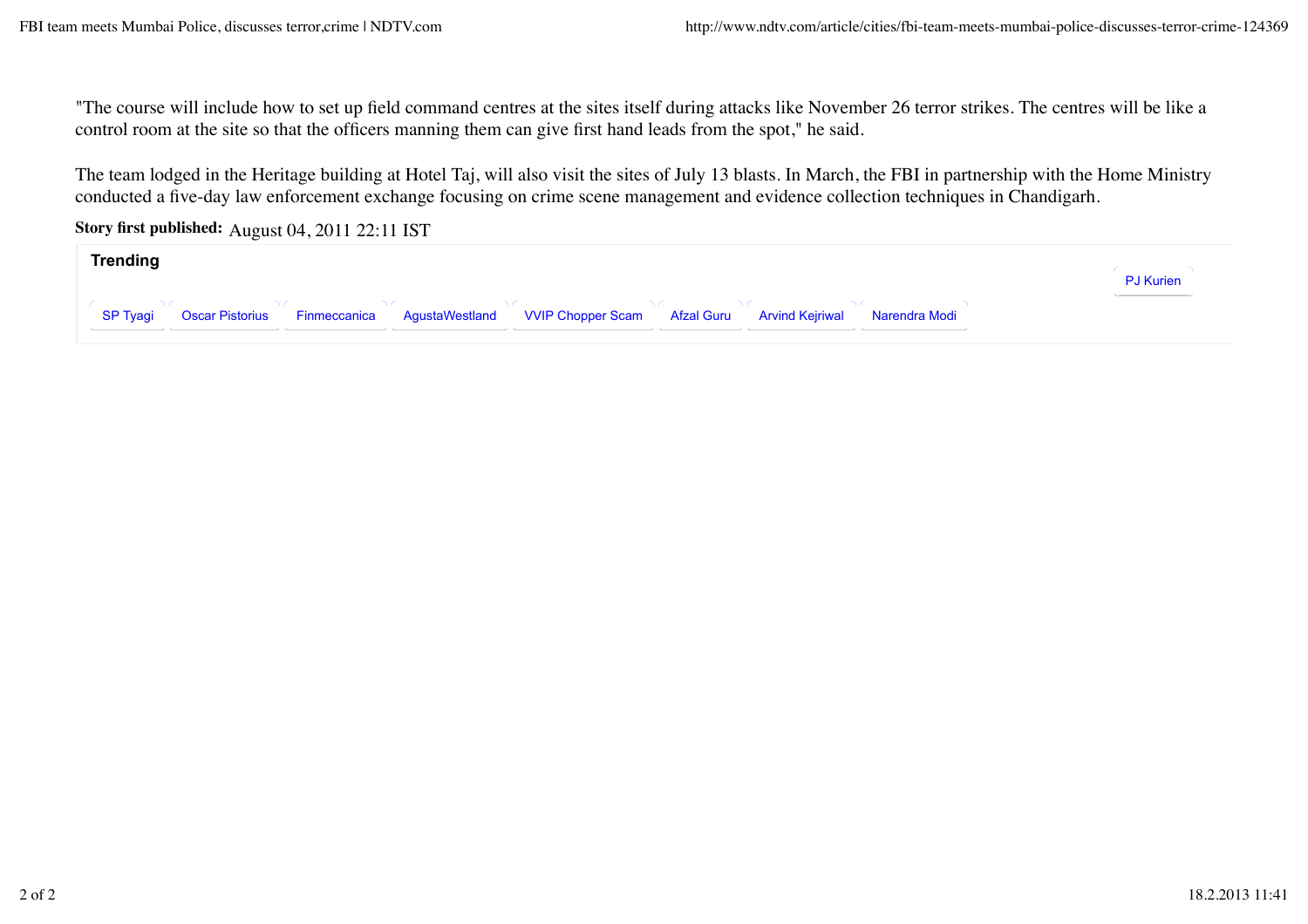"The course will include how to set up field command centres at the sites itself during attacks like November 26 terror strikes. The centres will be like a control room at the site so that the officers manning them can give first hand leads from the spot," he said.

The team lodged in the Heritage building at Hotel Taj, will also visit the sites of July 13 blasts. In March, the FBI in partnership with the Home Ministry conducted a five-day law enforcement exchange focusing on crime scene management and evidence collection techniques in Chandigarh.

**Story first published:** August 04, 2011 22:11 IST

**Trending**

PJ Kurien

SP Tyagi  Oscar Pistorius  Finmeccanica  AgustaWestland  VVIP Chopper Scam  Afzal Guru  Arvind Kejriwal  Narendra Modi